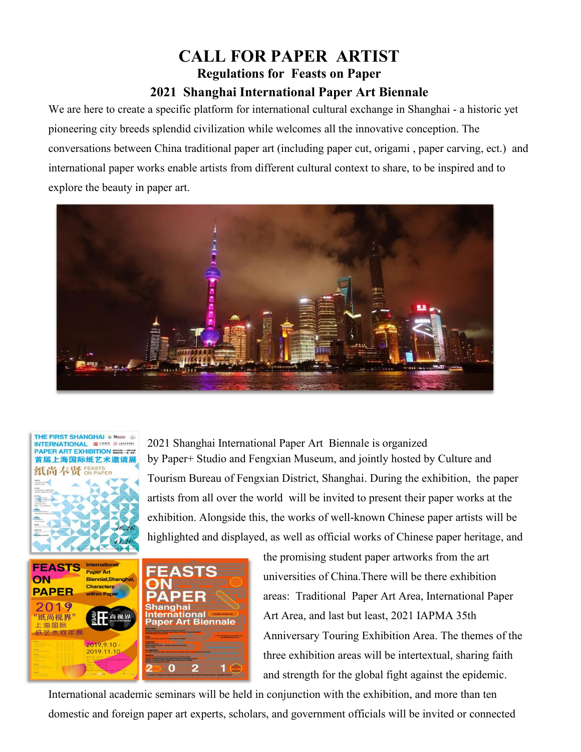# CALL FOR PAPER ARTIST

## Regulations for Feasts on Paper

## 2021 Shanghai International Paper Art Biennale

We are here to create a specific platform for international cultural exchange in Shanghai - a historic yet pioneering city breeds splendid civilization while welcomes all the innovative conception. The conversations between China traditional paper art (including paper cut, origami , paper carving, ect.) and international paper works enable artists from different cultural context to share, to be inspired and to explore the beauty in paper art.

2021 Shanghai International Paper Art Biennale is organized by Paper+ Studio and Fengxian Museum, and jointly hosted by Culture and Tourism Bureau of Fengxian District, Shanghai. During the exhibition, the paper artists from all over the world will be invited to present their paper works at the exhibition. Alongside this, the works of well-known Chinese paper artists will be highlighted and displayed, as well as official works of Chinese paper heritage, and the promising student paper artworks from the art universities of China.There will be there exhibition areas: Traditional Paper Art Area, International Paper Art Area, and last but least, 2021 IAPMA 35th Anniversary Touring Exhibition Area. The themes of the three exhibition areas will be intertextual, sharing faith and strength for the global fight against the epidemic. International academic seminars will be held in conjunction with the exhibition, and more than ten domestic and foreign paper art experts, scholars, and government officials will be invited or connected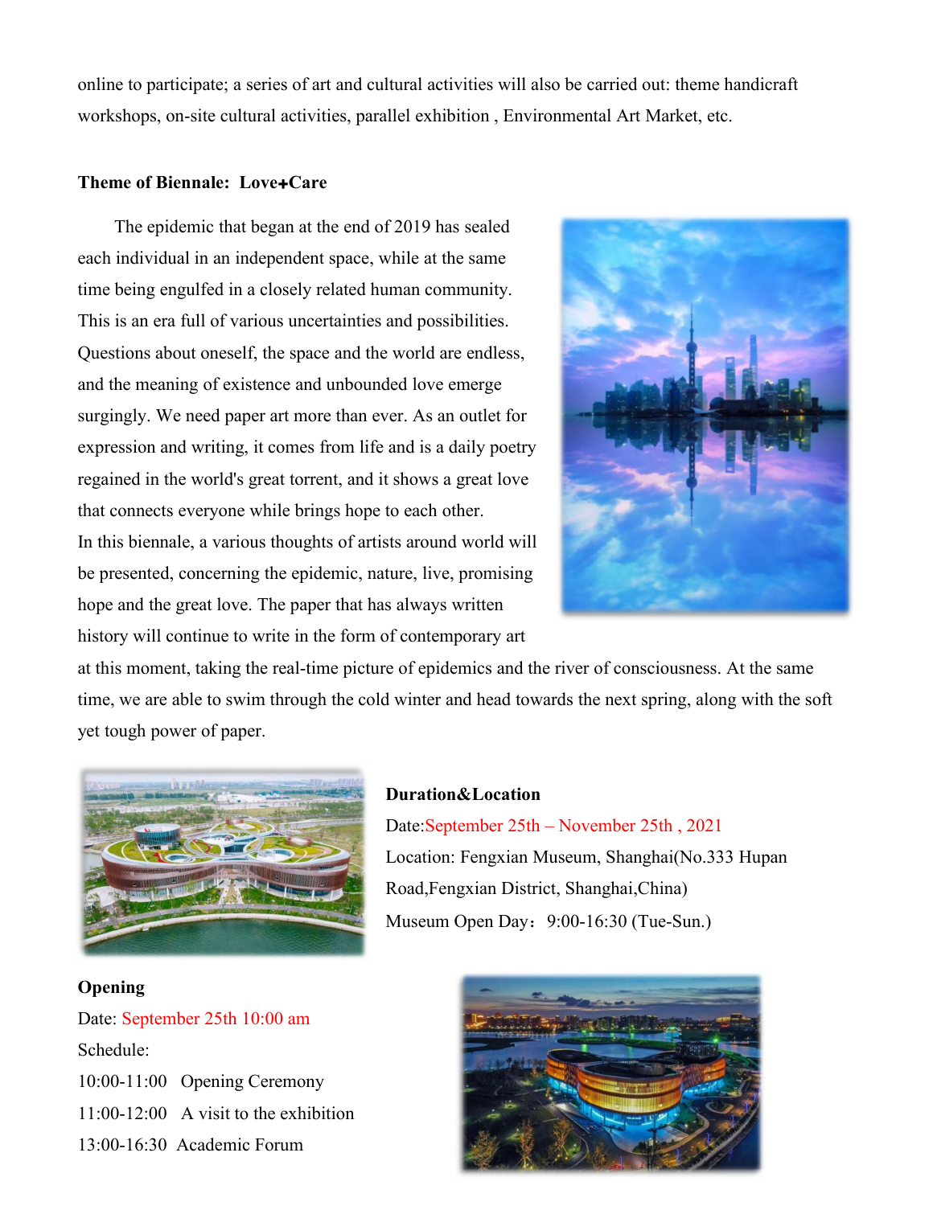online to participate; a series of art and cultural activities will also be carried out: theme handicraft workshops, on-site cultural activities, parallel exhibition , Environmental Art Market, etc.

**Theme of Biennale: Love+Care**

The epidemic that began at the end of 2019 has sealed each individual in an independent space, while at the same time being engulfed in a closely related human community. This is an era full of various uncertainties and possibilities. Questions about oneself, the space and the world are endless, and the meaning of existence and unbounded love emerge surgingly. We need paper art more than ever. As an outlet for expression and writing, it comes from life and is a daily poetry regained in the world's great torrent, and it shows a great love that connects everyone while brings hope to each other.

In this biennale, a various thoughts of artists around world will be presented, concerning the epidemic, nature, live, promising hope and the great love. The paper that has always written history will continue to write in the form of contemporary art at this moment, taking the real-time picture of epidemics and the river of consciousness. At the same time, we are able to swim through the cold winter and head towards the next spring, along with the soft yet tough power of paper.

**Duration&Location**

Date:September 25th – November 25th , 2021

Location: Fengxian Museum, Shanghai(No.333 Hupan Road,Fengxian District, Shanghai,China)

Museum Open Day：9:00-16:30 (Tue-Sun.)

**Opening**

Date: September 25th 10:00 am

Schedule:

10:00-11:00 Opening Ceremony

11:00-12:00 A visit to the exhibition

13:00-16:30 Academic Forum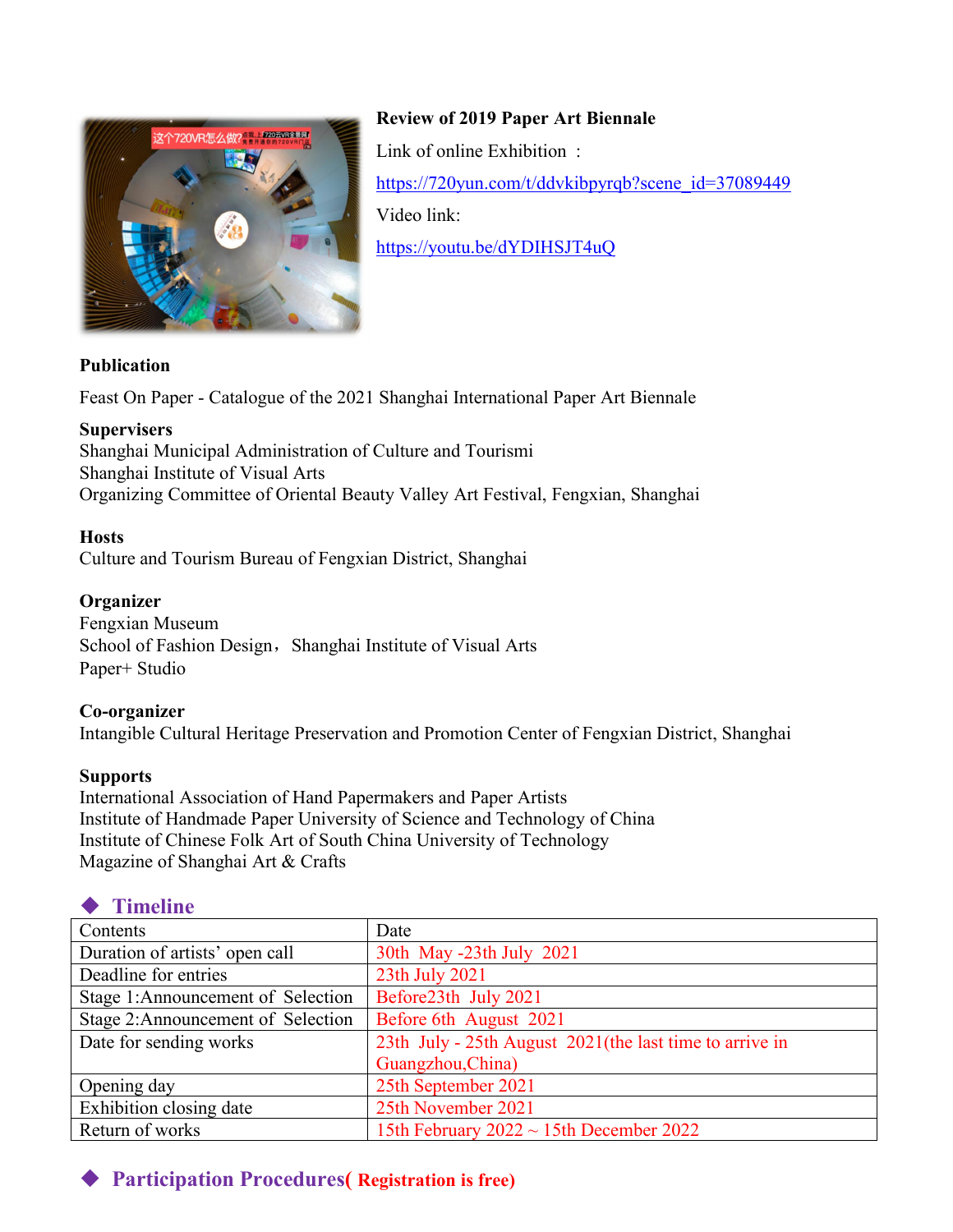**Review of 2019 Paper Art Biennale**

Link of online Exhibition ：

https://720yun.com/t/ddvkibpyrqb?scene_id=37089449

Video link:

https://youtu.be/dYDIHSJT4uQ

**Publication**

Feast On Paper - Catalogue of the 2021 Shanghai International Paper Art Biennale

**Supervisers**

Shanghai Municipal Administration of Culture and Tourismi
Shanghai Institute of Visual Arts
Organizing Committee of Oriental Beauty Valley Art Festival, Fengxian, Shanghai

**Hosts**

Culture and Tourism Bureau of Fengxian District, Shanghai

**Organizer**

Fengxian Museum
School of Fashion Design，Shanghai Institute of Visual Arts
Paper+ Studio

**Co-organizer**

Intangible Cultural Heritage Preservation and Promotion Center of Fengxian District, Shanghai

**Supports**

International Association of Hand Papermakers and Paper Artists
Institute of Handmade Paper University of Science and Technology of China
Institute of Chinese Folk Art of South China University of Technology
Magazine of Shanghai Art & Crafts

## ◆ Timeline

| Contents | Date |
|---|---|
| Duration of artists' open call | 30th May -23th July 2021 |
| Deadline for entries | 23th July 2021 |
| Stage 1:Announcement of Selection | Before23th July 2021 |
| Stage 2:Announcement of Selection | Before 6th August 2021 |
| Date for sending works | 23th July - 25th August 2021(the last time to arrive in Guangzhou,China) |
| Opening day | 25th September 2021 |
| Exhibition closing date | 25th November 2021 |
| Return of works | 15th February 2022 ~ 15th December 2022 |

## ◆ Participation Procedures( Registration is free)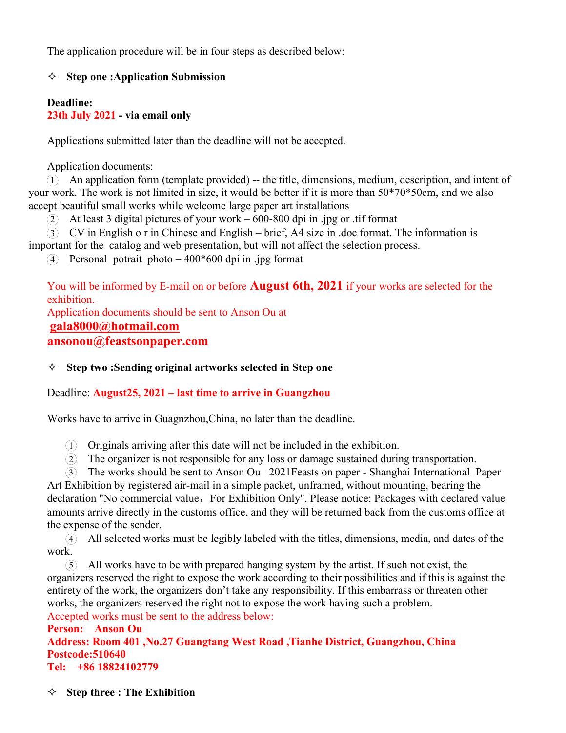The application procedure will be in four steps as described below:

### ✧ Step one :Application Submission

**Deadline:**
**23th July 2021 - via email only**

Applications submitted later than the deadline will not be accepted.

Application documents:

① An application form (template provided) -- the title, dimensions, medium, description, and intent of your work. The work is not limited in size, it would be better if it is more than 50*70*50cm, and we also accept beautiful small works while welcome large paper art installations

② At least 3 digital pictures of your work – 600-800 dpi in .jpg or .tif format

③ CV in English o r in Chinese and English – brief, A4 size in .doc format. The information is important for the catalog and web presentation, but will not affect the selection process.

④ Personal potrait photo – 400*600 dpi in .jpg format

You will be informed by E-mail on or before **August 6th, 2021** if your works are selected for the exhibition.
Application documents should be sent to Anson Ou at
**gala8000@hotmail.com**
**ansonou@feastsonpaper.com**

### ✧ Step two :Sending original artworks selected in Step one

Deadline: **August25, 2021 – last time to arrive in Guangzhou**

Works have to arrive in Guagnzhou,China, no later than the deadline.

① Originals arriving after this date will not be included in the exhibition.

② The organizer is not responsible for any loss or damage sustained during transportation.

③ The works should be sent to Anson Ou– 2021Feasts on paper - Shanghai International Paper Art Exhibition by registered air-mail in a simple packet, unframed, without mounting, bearing the declaration "No commercial value，For Exhibition Only". Please notice: Packages with declared value amounts arrive directly in the customs office, and they will be returned back from the customs office at the expense of the sender.

④ All selected works must be legibly labeled with the titles, dimensions, media, and dates of the work.

⑤ All works have to be with prepared hanging system by the artist. If such not exist, the organizers reserved the right to expose the work according to their possibilities and if this is against the entirety of the work, the organizers don't take any responsibility. If this embarrass or threaten other works, the organizers reserved the right not to expose the work having such a problem.

Accepted works must be sent to the address below:
**Person: Anson Ou**
**Address: Room 401 ,No.27 Guangtang West Road ,Tianhe District, Guangzhou, China**
**Postcode:510640**
**Tel: +86 18824102779**

### ✧ Step three : The Exhibition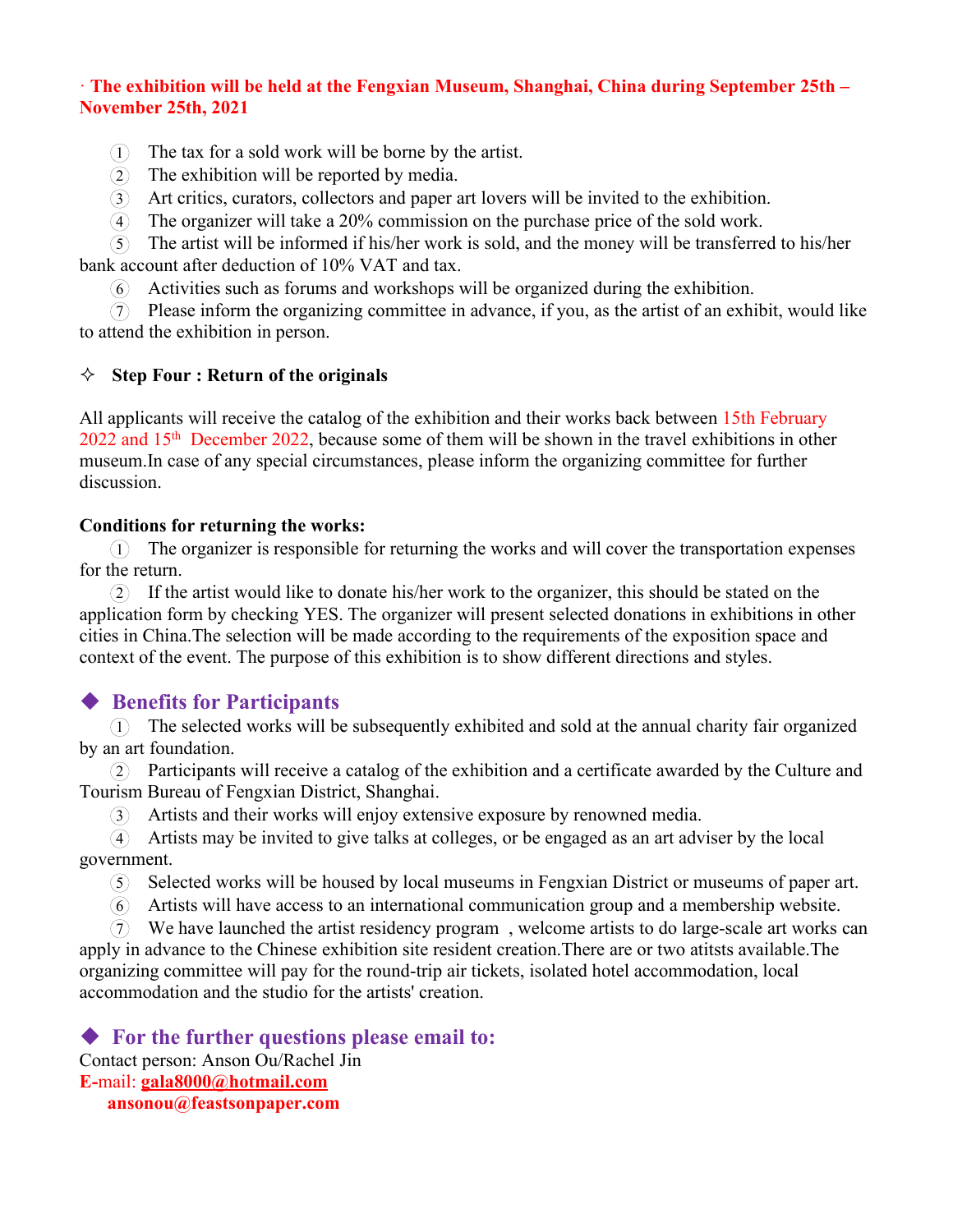· **The exhibition will be held at the Fengxian Museum, Shanghai, China during September 25th – November 25th, 2021**

① The tax for a sold work will be borne by the artist.
② The exhibition will be reported by media.
③ Art critics, curators, collectors and paper art lovers will be invited to the exhibition.
④ The organizer will take a 20% commission on the purchase price of the sold work.
⑤ The artist will be informed if his/her work is sold, and the money will be transferred to his/her bank account after deduction of 10% VAT and tax.
⑥ Activities such as forums and workshops will be organized during the exhibition.
⑦ Please inform the organizing committee in advance, if you, as the artist of an exhibit, would like to attend the exhibition in person.

### ✧ Step Four : Return of the originals

All applicants will receive the catalog of the exhibition and their works back between 15th February 2022 and 15th December 2022, because some of them will be shown in the travel exhibitions in other museum.In case of any special circumstances, please inform the organizing committee for further discussion.

**Conditions for returning the works:**

① The organizer is responsible for returning the works and will cover the transportation expenses for the return.
② If the artist would like to donate his/her work to the organizer, this should be stated on the application form by checking YES. The organizer will present selected donations in exhibitions in other cities in China.The selection will be made according to the requirements of the exposition space and context of the event. The purpose of this exhibition is to show different directions and styles.

## ◆ Benefits for Participants

① The selected works will be subsequently exhibited and sold at the annual charity fair organized by an art foundation.
② Participants will receive a catalog of the exhibition and a certificate awarded by the Culture and Tourism Bureau of Fengxian District, Shanghai.
③ Artists and their works will enjoy extensive exposure by renowned media.
④ Artists may be invited to give talks at colleges, or be engaged as an art adviser by the local government.
⑤ Selected works will be housed by local museums in Fengxian District or museums of paper art.
⑥ Artists will have access to an international communication group and a membership website.
⑦ We have launched the artist residency program , welcome artists to do large-scale art works can apply in advance to the Chinese exhibition site resident creation.There are or two atitsts available.The organizing committee will pay for the round-trip air tickets, isolated hotel accommodation, local accommodation and the studio for the artists' creation.

## ◆ For the further questions please email to:

Contact person: Anson Ou/Rachel Jin
E-mail: **gala8000@hotmail.com**
**ansonou@feastsonpaper.com**